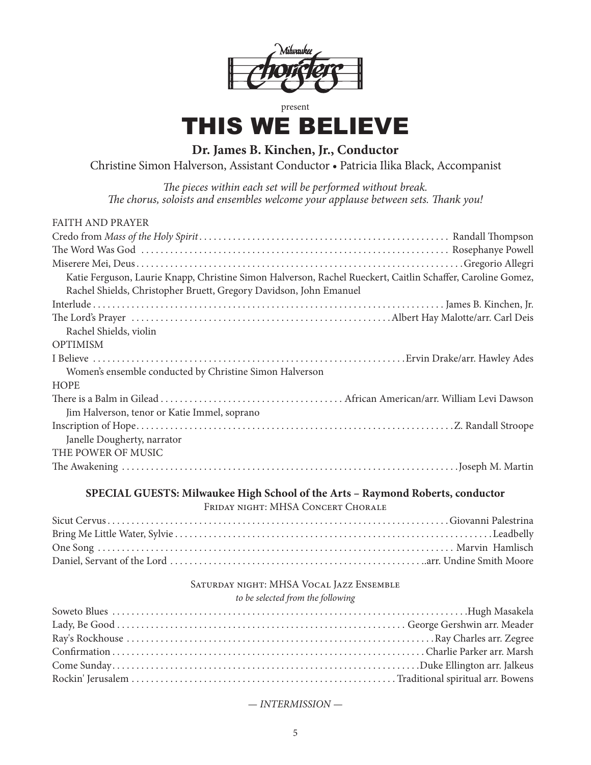Milwaukee choristers

present

# THIS WE BELIEVE

**Dr. James B. Kinchen, Jr., Conductor**

Christine Simon Halverson, Assistant Conductor • Patricia Ilika Black, Accompanist

*The pieces within each set will be performed without break.*
*The chorus, soloists and ensembles welcome your applause between sets. Thank you!*

FAITH AND PRAYER

Credo from *Mass of the Holy Spirit* .......... Randall Thompson

The Word Was God .......... Rosephanye Powell

Miserere Mei, Deus .......... Gregorio Allegri

Katie Ferguson, Laurie Knapp, Christine Simon Halverson, Rachel Rueckert, Caitlin Schaffer, Caroline Gomez, Rachel Shields, Christopher Bruett, Gregory Davidson, John Emanuel

Interlude .......... James B. Kinchen, Jr.

The Lord's Prayer .......... Albert Hay Malotte/arr. Carl Deis

Rachel Shields, violin

OPTIMISM

I Believe .......... Ervin Drake/arr. Hawley Ades

Women's ensemble conducted by Christine Simon Halverson

HOPE

There is a Balm in Gilead .......... African American/arr. William Levi Dawson

Jim Halverson, tenor or Katie Immel, soprano

Inscription of Hope .......... Z. Randall Stroope

Janelle Dougherty, narrator

THE POWER OF MUSIC

The Awakening .......... Joseph M. Martin

**SPECIAL GUESTS: Milwaukee High School of the Arts – Raymond Roberts, conductor**

Friday night: MHSA Concert Chorale

Sicut Cervus .......... Giovanni Palestrina

Bring Me Little Water, Sylvie .......... Leadbelly

One Song .......... Marvin Hamlisch

Daniel, Servant of the Lord .......... arr. Undine Smith Moore

Saturday night: MHSA Vocal Jazz Ensemble

*to be selected from the following*

Soweto Blues .......... Hugh Masakela

Lady, Be Good .......... George Gershwin arr. Meader

Ray's Rockhouse .......... Ray Charles arr. Zegree

Confirmation .......... Charlie Parker arr. Marsh

Come Sunday .......... Duke Ellington arr. Jalkeus

Rockin' Jerusalem .......... Traditional spiritual arr. Bowens

*— INTERMISSION —*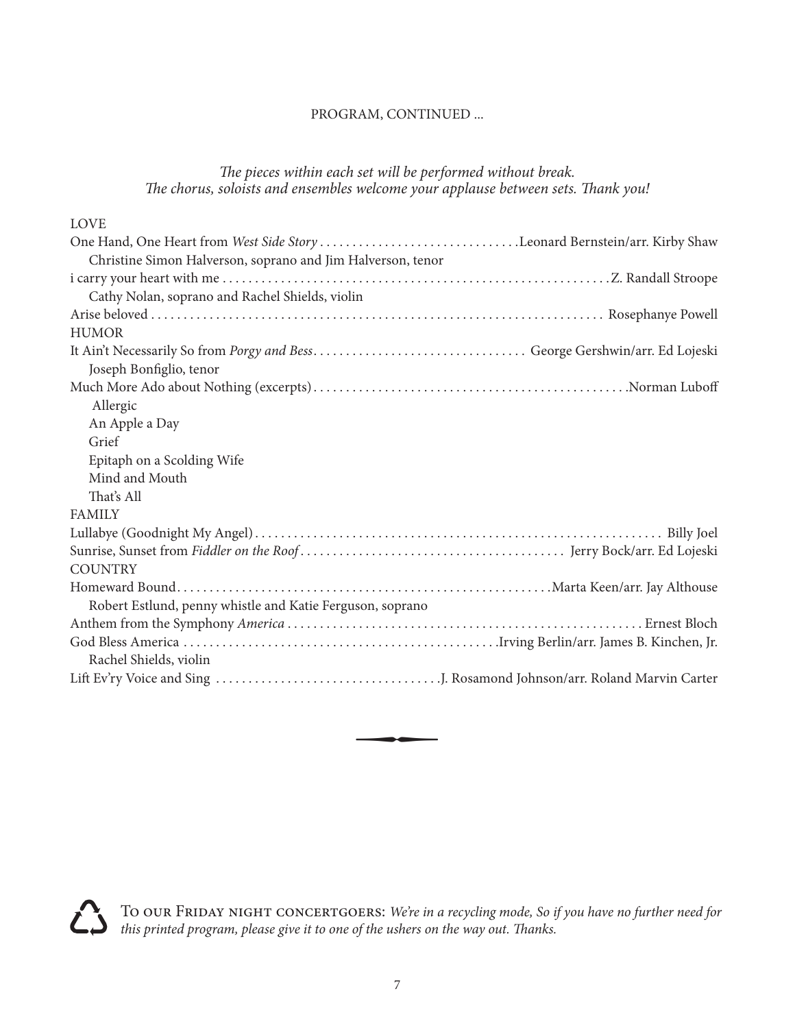PROGRAM, CONTINUED ...

*The pieces within each set will be performed without break.*
*The chorus, soloists and ensembles welcome your applause between sets. Thank you!*

LOVE

One Hand, One Heart from *West Side Story* . . . . . . . . . . . . . . . . . . . . . . . . . . . . . .Leonard Bernstein/arr. Kirby Shaw
Christine Simon Halverson, soprano and Jim Halverson, tenor

i carry your heart with me . . . . . . . . . . . . . . . . . . . . . . . . . . . . . . . . . . . . . . . . . . . . . . . . . . . . . . . . . . .Z. Randall Stroope
Cathy Nolan, soprano and Rachel Shields, violin

Arise beloved . . . . . . . . . . . . . . . . . . . . . . . . . . . . . . . . . . . . . . . . . . . . . . . . . . . . . . . . . . . . . . . . . . . . Rosephanye Powell

HUMOR

It Ain't Necessarily So from *Porgy and Bess*. . . . . . . . . . . . . . . . . . . . . . . . . . . . . . . . George Gershwin/arr. Ed Lojeski
Joseph Bonfiglio, tenor

Much More Ado about Nothing (excerpts) . . . . . . . . . . . . . . . . . . . . . . . . . . . . . . . . . . . . . . . . . . . . . . .Norman Luboff
- Allergic
- An Apple a Day
- Grief
- Epitaph on a Scolding Wife
- Mind and Mouth
- That's All

FAMILY

Lullabye (Goodnight My Angel) . . . . . . . . . . . . . . . . . . . . . . . . . . . . . . . . . . . . . . . . . . . . . . . . . . . . . . . . . . . . . Billy Joel

Sunrise, Sunset from *Fiddler on the Roof* . . . . . . . . . . . . . . . . . . . . . . . . . . . . . . . . . . . . . . . . Jerry Bock/arr. Ed Lojeski

COUNTRY

Homeward Bound. . . . . . . . . . . . . . . . . . . . . . . . . . . . . . . . . . . . . . . . . . . . . . . . . . . . . . . .Marta Keen/arr. Jay Althouse
Robert Estlund, penny whistle and Katie Ferguson, soprano

Anthem from the Symphony *America* . . . . . . . . . . . . . . . . . . . . . . . . . . . . . . . . . . . . . . . . . . . . . . . . . . . . . Ernest Bloch

God Bless America . . . . . . . . . . . . . . . . . . . . . . . . . . . . . . . . . . . . . . . . . . . . . . . .Irving Berlin/arr. James B. Kinchen, Jr.
Rachel Shields, violin

Lift Ev'ry Voice and Sing . . . . . . . . . . . . . . . . . . . . . . . . . . . . . . . . . . .J. Rosamond Johnson/arr. Roland Marvin Carter

TO OUR FRIDAY NIGHT CONCERTGOERS: *We're in a recycling mode, So if you have no further need for this printed program, please give it to one of the ushers on the way out. Thanks.*